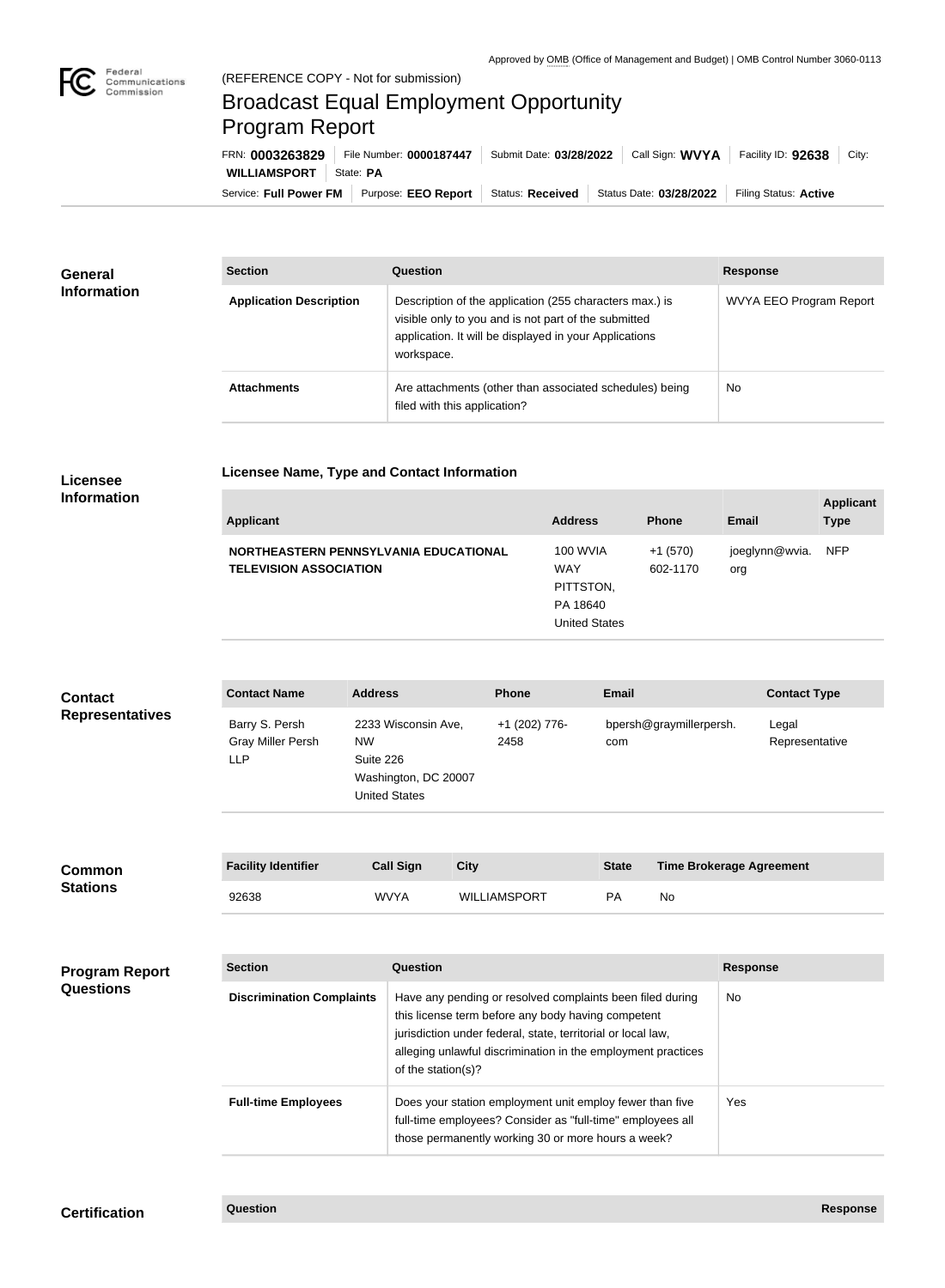Approved by OMB (Office of Management and Budget) | OMB Control Number 3060-0113

(REFERENCE COPY - Not for submission)

# Broadcast Equal Employment Opportunity Program Report

FRN: **0003263829** | File Number: **0000187447** | Submit Date: **03/28/2022** | Call Sign: **WVYA** | Facility ID: **92638** | City: **WILLIAMSPORT** | State: **PA**

Service: **Full Power FM** | Purpose: **EEO Report** | Status: **Received** | Status Date: **03/28/2022** | Filing Status: **Active**

## General Information

| Section | Question | Response |
| --- | --- | --- |
| **Application Description** | Description of the application (255 characters max.) is visible only to you and is not part of the submitted application. It will be displayed in your Applications workspace. | WVYA EEO Program Report |
| **Attachments** | Are attachments (other than associated schedules) being filed with this application? | No |

## Licensee Information

**Licensee Name, Type and Contact Information**

| Applicant | Address | Phone | Email | Applicant Type |
| --- | --- | --- | --- | --- |
| **NORTHEASTERN PENNSYLVANIA EDUCATIONAL TELEVISION ASSOCIATION** | 100 WVIA WAY PITTSTON, PA 18640 United States | +1 (570) 602-1170 | joeglynn@wvia.org | NFP |

## Contact Representatives

| Contact Name | Address | Phone | Email | Contact Type |
| --- | --- | --- | --- | --- |
| Barry S. Persh Gray Miller Persh LLP | 2233 Wisconsin Ave, NW Suite 226 Washington, DC 20007 United States | +1 (202) 776-2458 | bpersh@graymillerpersh.com | Legal Representative |

## Common Stations

| Facility Identifier | Call Sign | City | State | Time Brokerage Agreement |
| --- | --- | --- | --- | --- |
| 92638 | WVYA | WILLIAMSPORT | PA | No |

## Program Report Questions

| Section | Question | Response |
| --- | --- | --- |
| **Discrimination Complaints** | Have any pending or resolved complaints been filed during this license term before any body having competent jurisdiction under federal, state, territorial or local law, alleging unlawful discrimination in the employment practices of the station(s)? | No |
| **Full-time Employees** | Does your station employment unit employ fewer than five full-time employees? Consider as "full-time" employees all those permanently working 30 or more hours a week? | Yes |

## Certification

| Question | Response |
| --- | --- |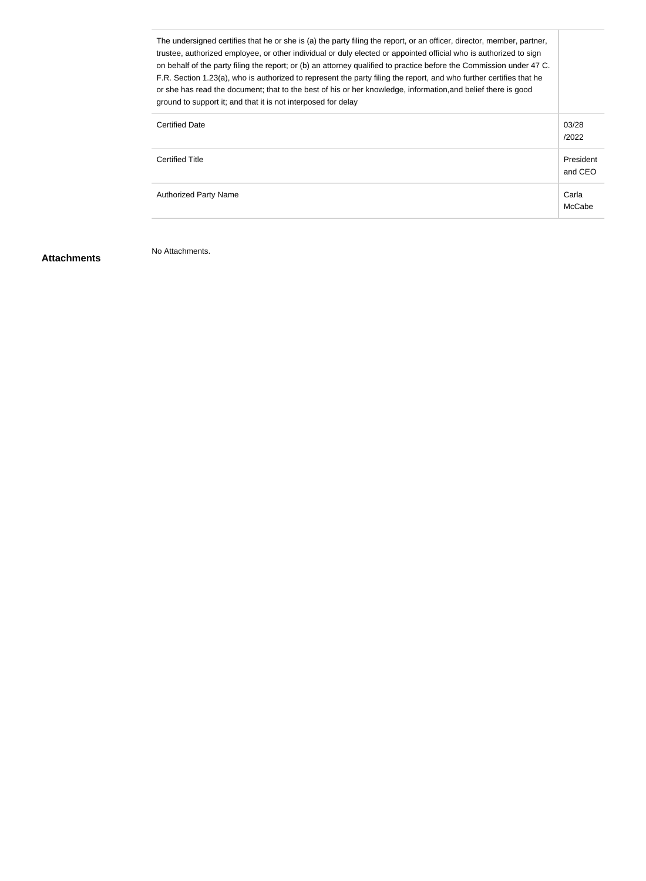| | |
|---|---|
| The undersigned certifies that he or she is (a) the party filing the report, or an officer, director, member, partner, trustee, authorized employee, or other individual or duly elected or appointed official who is authorized to sign on behalf of the party filing the report; or (b) an attorney qualified to practice before the Commission under 47 C.F.R. Section 1.23(a), who is authorized to represent the party filing the report, and who further certifies that he or she has read the document; that to the best of his or her knowledge, information,and belief there is good ground to support it; and that it is not interposed for delay | |
| Certified Date | 03/28/2022 |
| Certified Title | President and CEO |
| Authorized Party Name | Carla McCabe |

**Attachments**

No Attachments.